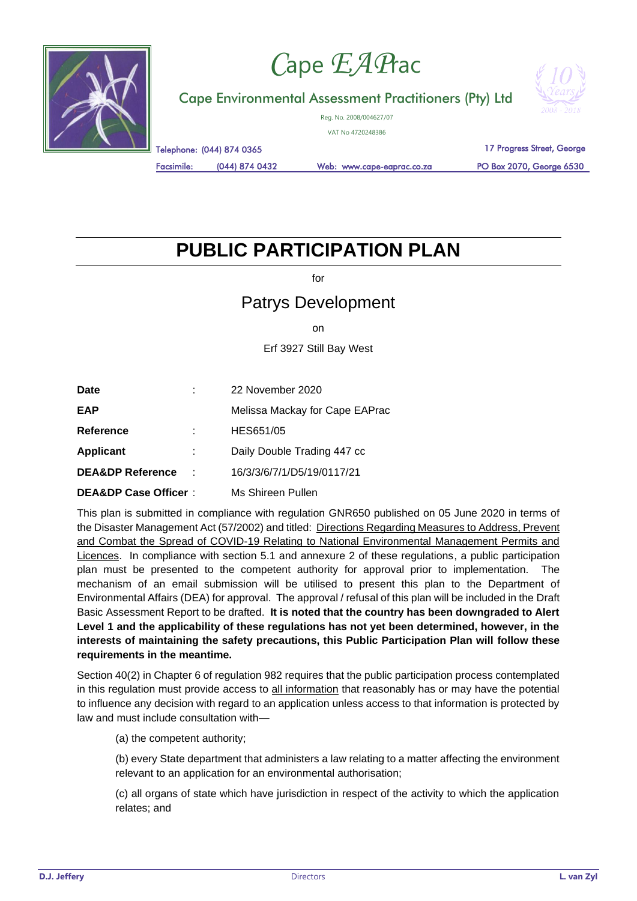# Cape EAPrac

Cape Environmental Assessment Practitioners (Pty) Ltd

Reg. No. 2008/004627/07

VAT No 4720248386

Telephone: (044) 874 0365 — 17 Progress Street, George

Facsimile: (044) 874 0432 — Web: www.cape-eaprac.co.za — PO Box 2070, George 6530

# PUBLIC PARTICIPATION PLAN

for

## Patrys Development

on

Erf 3927 Still Bay West

| | | |
|---|---|---|
| **Date** | : | 22 November 2020 |
| **EAP** | | Melissa Mackay for Cape EAPrac |
| **Reference** | : | HES651/05 |
| **Applicant** | : | Daily Double Trading 447 cc |
| **DEA&DP Reference** | : | 16/3/3/6/7/1/D5/19/0117/21 |
| **DEA&DP Case Officer** | : | Ms Shireen Pullen |

This plan is submitted in compliance with regulation GNR650 published on 05 June 2020 in terms of the Disaster Management Act (57/2002) and titled: Directions Regarding Measures to Address, Prevent and Combat the Spread of COVID-19 Relating to National Environmental Management Permits and Licences. In compliance with section 5.1 and annexure 2 of these regulations, a public participation plan must be presented to the competent authority for approval prior to implementation. The mechanism of an email submission will be utilised to present this plan to the Department of Environmental Affairs (DEA) for approval. The approval / refusal of this plan will be included in the Draft Basic Assessment Report to be drafted. **It is noted that the country has been downgraded to Alert Level 1 and the applicability of these regulations has not yet been determined, however, in the interests of maintaining the safety precautions, this Public Participation Plan will follow these requirements in the meantime.**

Section 40(2) in Chapter 6 of regulation 982 requires that the public participation process contemplated in this regulation must provide access to all information that reasonably has or may have the potential to influence any decision with regard to an application unless access to that information is protected by law and must include consultation with—

(a) the competent authority;

(b) every State department that administers a law relating to a matter affecting the environment relevant to an application for an environmental authorisation;

(c) all organs of state which have jurisdiction in respect of the activity to which the application relates; and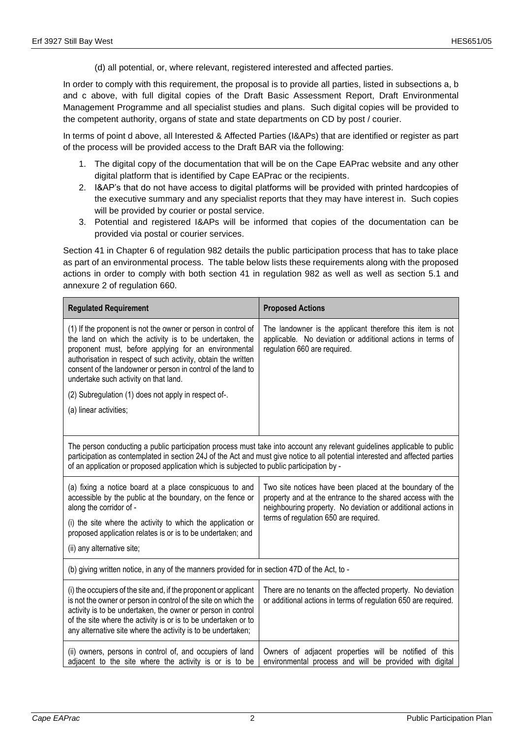(d) all potential, or, where relevant, registered interested and affected parties.

In order to comply with this requirement, the proposal is to provide all parties, listed in subsections a, b and c above, with full digital copies of the Draft Basic Assessment Report, Draft Environmental Management Programme and all specialist studies and plans. Such digital copies will be provided to the competent authority, organs of state and state departments on CD by post / courier.

In terms of point d above, all Interested & Affected Parties (I&APs) that are identified or register as part of the process will be provided access to the Draft BAR via the following:

1. The digital copy of the documentation that will be on the Cape EAPrac website and any other digital platform that is identified by Cape EAPrac or the recipients.
2. I&AP's that do not have access to digital platforms will be provided with printed hardcopies of the executive summary and any specialist reports that they may have interest in. Such copies will be provided by courier or postal service.
3. Potential and registered I&APs will be informed that copies of the documentation can be provided via postal or courier services.

Section 41 in Chapter 6 of regulation 982 details the public participation process that has to take place as part of an environmental process. The table below lists these requirements along with the proposed actions in order to comply with both section 41 in regulation 982 as well as well as section 5.1 and annexure 2 of regulation 660.

| Regulated Requirement | Proposed Actions |
|---|---|
| (1) If the proponent is not the owner or person in control of the land on which the activity is to be undertaken, the proponent must, before applying for an environmental authorisation in respect of such activity, obtain the written consent of the landowner or person in control of the land to undertake such activity on that land.<br>(2) Subregulation (1) does not apply in respect of-.<br>(a) linear activities; | The landowner is the applicant therefore this item is not applicable. No deviation or additional actions in terms of regulation 660 are required. |
| The person conducting a public participation process must take into account any relevant guidelines applicable to public participation as contemplated in section 24J of the Act and must give notice to all potential interested and affected parties of an application or proposed application which is subjected to public participation by - | |
| (a) fixing a notice board at a place conspicuous to and accessible by the public at the boundary, on the fence or along the corridor of -<br>(i) the site where the activity to which the application or proposed application relates is or is to be undertaken; and<br>(ii) any alternative site; | Two site notices have been placed at the boundary of the property and at the entrance to the shared access with the neighbouring property. No deviation or additional actions in terms of regulation 650 are required. |
| (b) giving written notice, in any of the manners provided for in section 47D of the Act, to - | |
| (i) the occupiers of the site and, if the proponent or applicant is not the owner or person in control of the site on which the activity is to be undertaken, the owner or person in control of the site where the activity is or is to be undertaken or to any alternative site where the activity is to be undertaken; | There are no tenants on the affected property. No deviation or additional actions in terms of regulation 650 are required. |
| (ii) owners, persons in control of, and occupiers of land adjacent to the site where the activity is or is to be | Owners of adjacent properties will be notified of this environmental process and will be provided with digital |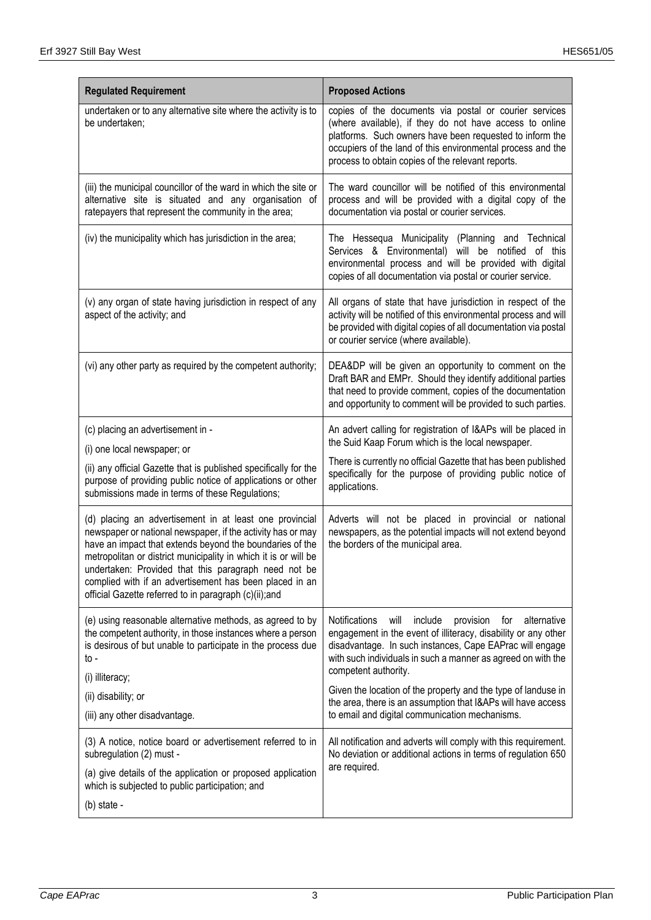| Regulated Requirement | Proposed Actions |
| --- | --- |
| undertaken or to any alternative site where the activity is to be undertaken; | copies of the documents via postal or courier services (where available), if they do not have access to online platforms. Such owners have been requested to inform the occupiers of the land of this environmental process and the process to obtain copies of the relevant reports. |
| (iii) the municipal councillor of the ward in which the site or alternative site is situated and any organisation of ratepayers that represent the community in the area; | The ward councillor will be notified of this environmental process and will be provided with a digital copy of the documentation via postal or courier services. |
| (iv) the municipality which has jurisdiction in the area; | The Hessequa Municipality (Planning and Technical Services & Environmental) will be notified of this environmental process and will be provided with digital copies of all documentation via postal or courier service. |
| (v) any organ of state having jurisdiction in respect of any aspect of the activity; and | All organs of state that have jurisdiction in respect of the activity will be notified of this environmental process and will be provided with digital copies of all documentation via postal or courier service (where available). |
| (vi) any other party as required by the competent authority; | DEA&DP will be given an opportunity to comment on the Draft BAR and EMPr. Should they identify additional parties that need to provide comment, copies of the documentation and opportunity to comment will be provided to such parties. |
| (c) placing an advertisement in -<br>(i) one local newspaper; or<br>(ii) any official Gazette that is published specifically for the purpose of providing public notice of applications or other submissions made in terms of these Regulations; | An advert calling for registration of I&APs will be placed in the Suid Kaap Forum which is the local newspaper.<br>There is currently no official Gazette that has been published specifically for the purpose of providing public notice of applications. |
| (d) placing an advertisement in at least one provincial newspaper or national newspaper, if the activity has or may have an impact that extends beyond the boundaries of the metropolitan or district municipality in which it is or will be undertaken: Provided that this paragraph need not be complied with if an advertisement has been placed in an official Gazette referred to in paragraph (c)(ii);and | Adverts will not be placed in provincial or national newspapers, as the potential impacts will not extend beyond the borders of the municipal area. |
| (e) using reasonable alternative methods, as agreed to by the competent authority, in those instances where a person is desirous of but unable to participate in the process due to -<br>(i) illiteracy;<br>(ii) disability; or<br>(iii) any other disadvantage. | Notifications will include provision for alternative engagement in the event of illiteracy, disability or any other disadvantage. In such instances, Cape EAPrac will engage with such individuals in such a manner as agreed on with the competent authority.<br>Given the location of the property and the type of landuse in the area, there is an assumption that I&APs will have access to email and digital communication mechanisms. |
| (3) A notice, notice board or advertisement referred to in subregulation (2) must -<br>(a) give details of the application or proposed application which is subjected to public participation; and<br>(b) state - | All notification and adverts will comply with this requirement. No deviation or additional actions in terms of regulation 650 are required. |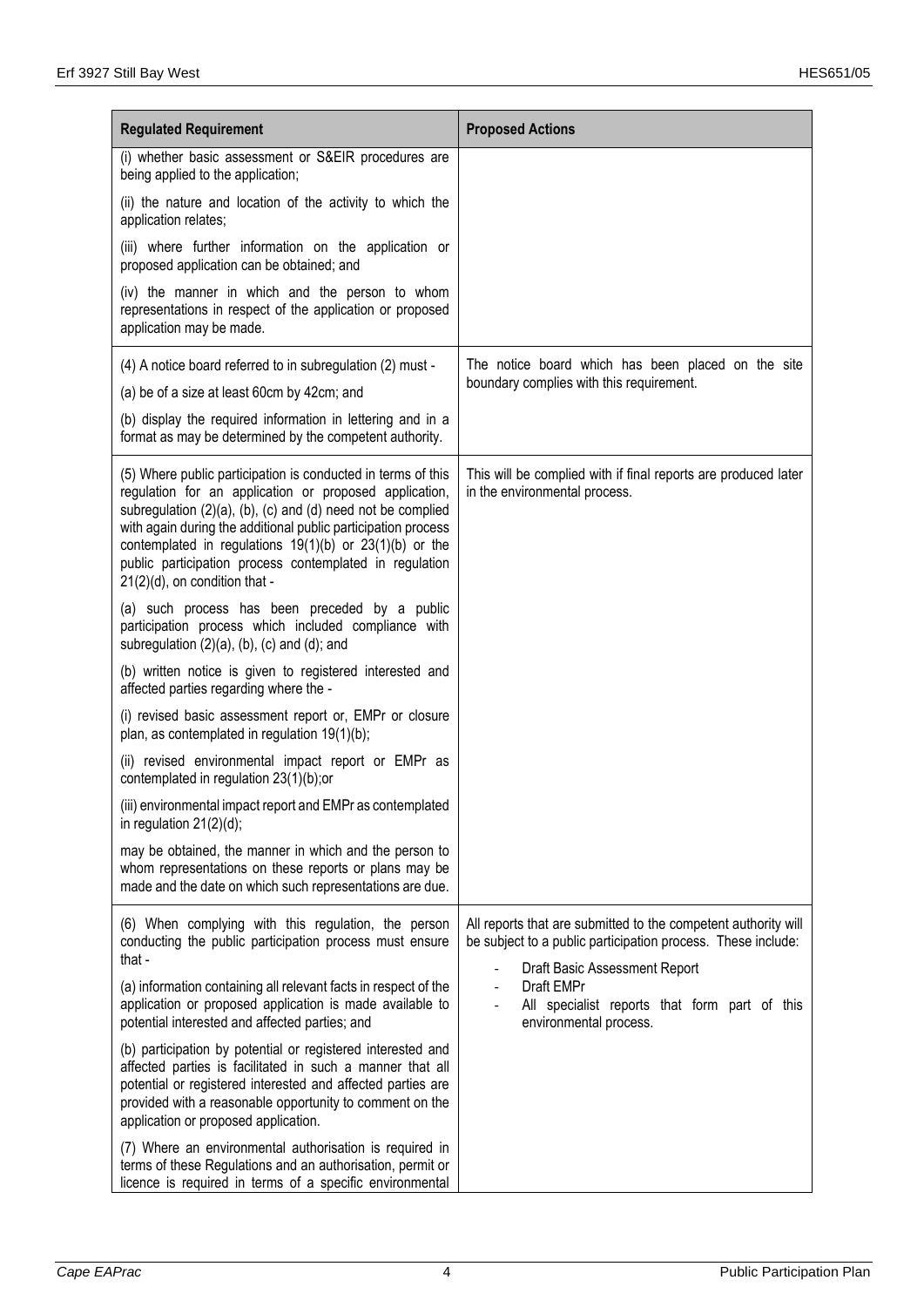| Regulated Requirement | Proposed Actions |
| --- | --- |
| (i) whether basic assessment or S&EIR procedures are being applied to the application;<br><br>(ii) the nature and location of the activity to which the application relates;<br><br>(iii) where further information on the application or proposed application can be obtained; and<br><br>(iv) the manner in which and the person to whom representations in respect of the application or proposed application may be made. | |
| (4) A notice board referred to in subregulation (2) must -<br><br>(a) be of a size at least 60cm by 42cm; and<br><br>(b) display the required information in lettering and in a format as may be determined by the competent authority. | The notice board which has been placed on the site boundary complies with this requirement. |
| (5) Where public participation is conducted in terms of this regulation for an application or proposed application, subregulation (2)(a), (b), (c) and (d) need not be complied with again during the additional public participation process contemplated in regulations 19(1)(b) or 23(1)(b) or the public participation process contemplated in regulation 21(2)(d), on condition that -<br><br>(a) such process has been preceded by a public participation process which included compliance with subregulation (2)(a), (b), (c) and (d); and<br><br>(b) written notice is given to registered interested and affected parties regarding where the -<br><br>(i) revised basic assessment report or, EMPr or closure plan, as contemplated in regulation 19(1)(b);<br><br>(ii) revised environmental impact report or EMPr as contemplated in regulation 23(1)(b);or<br><br>(iii) environmental impact report and EMPr as contemplated in regulation 21(2)(d);<br><br>may be obtained, the manner in which and the person to whom representations on these reports or plans may be made and the date on which such representations are due. | This will be complied with if final reports are produced later in the environmental process. |
| (6) When complying with this regulation, the person conducting the public participation process must ensure that -<br><br>(a) information containing all relevant facts in respect of the application or proposed application is made available to potential interested and affected parties; and<br><br>(b) participation by potential or registered interested and affected parties is facilitated in such a manner that all potential or registered interested and affected parties are provided with a reasonable opportunity to comment on the application or proposed application.<br><br>(7) Where an environmental authorisation is required in terms of these Regulations and an authorisation, permit or licence is required in terms of a specific environmental | All reports that are submitted to the competent authority will be subject to a public participation process. These include:<br><br>- Draft Basic Assessment Report<br>- Draft EMPr<br>- All specialist reports that form part of this environmental process. |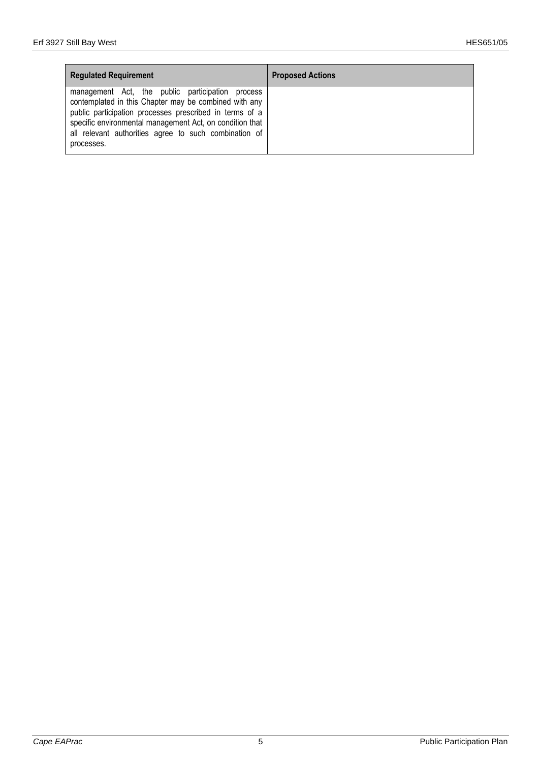| Regulated Requirement | Proposed Actions |
|---|---|
| management Act, the public participation process contemplated in this Chapter may be combined with any public participation processes prescribed in terms of a specific environmental management Act, on condition that all relevant authorities agree to such combination of processes. | |